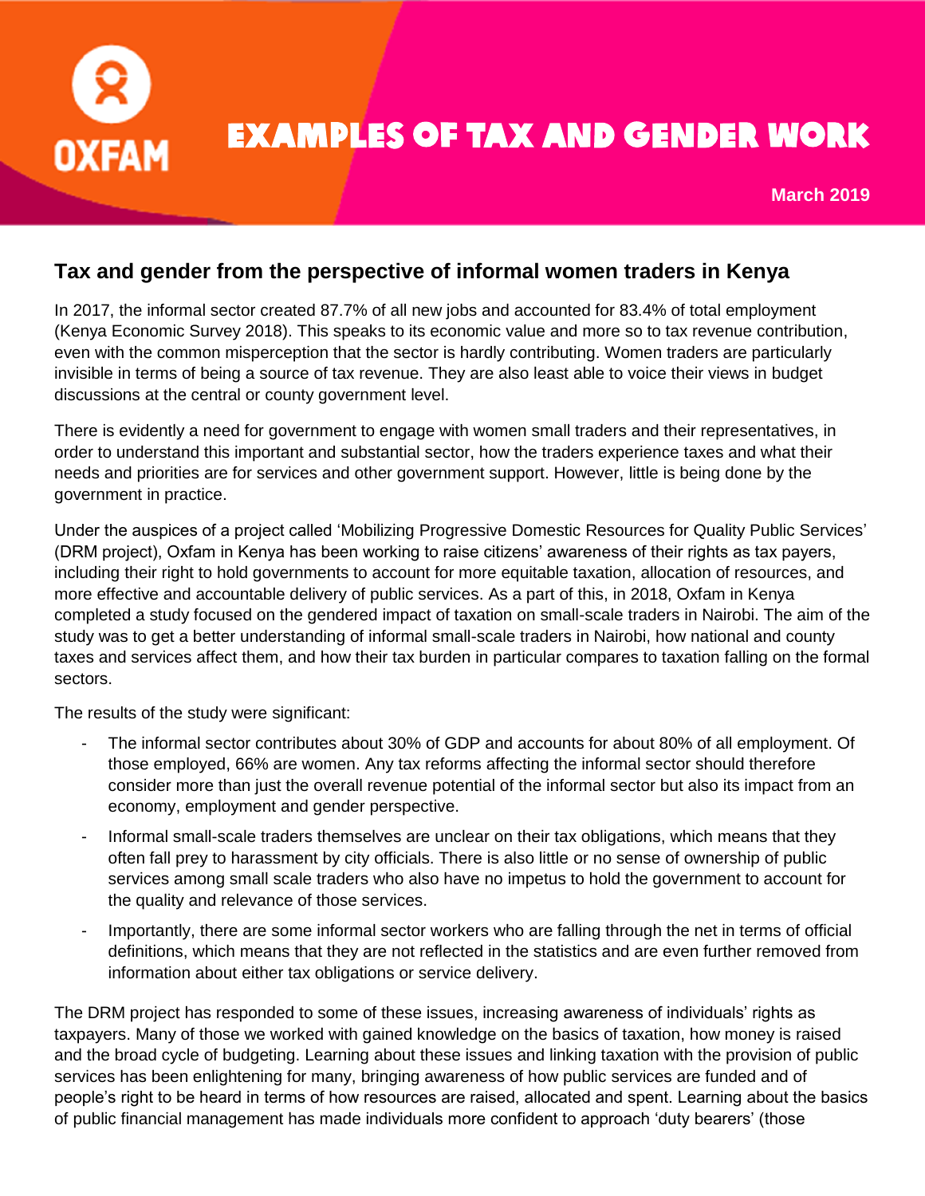# EXAMPLES OF TAX AND GENDER WORK

**March 2019**

## Tax and gender from the perspective of informal women traders in Kenya

In 2017, the informal sector created 87.7% of all new jobs and accounted for 83.4% of total employment (Kenya Economic Survey 2018). This speaks to its economic value and more so to tax revenue contribution, even with the common misperception that the sector is hardly contributing. Women traders are particularly invisible in terms of being a source of tax revenue. They are also least able to voice their views in budget discussions at the central or county government level.

There is evidently a need for government to engage with women small traders and their representatives, in order to understand this important and substantial sector, how the traders experience taxes and what their needs and priorities are for services and other government support. However, little is being done by the government in practice.

Under the auspices of a project called 'Mobilizing Progressive Domestic Resources for Quality Public Services' (DRM project), Oxfam in Kenya has been working to raise citizens' awareness of their rights as tax payers, including their right to hold governments to account for more equitable taxation, allocation of resources, and more effective and accountable delivery of public services. As a part of this, in 2018, Oxfam in Kenya completed a study focused on the gendered impact of taxation on small-scale traders in Nairobi. The aim of the study was to get a better understanding of informal small-scale traders in Nairobi, how national and county taxes and services affect them, and how their tax burden in particular compares to taxation falling on the formal sectors.

The results of the study were significant:

- The informal sector contributes about 30% of GDP and accounts for about 80% of all employment. Of those employed, 66% are women. Any tax reforms affecting the informal sector should therefore consider more than just the overall revenue potential of the informal sector but also its impact from an economy, employment and gender perspective.
- Informal small-scale traders themselves are unclear on their tax obligations, which means that they often fall prey to harassment by city officials. There is also little or no sense of ownership of public services among small scale traders who also have no impetus to hold the government to account for the quality and relevance of those services.
- Importantly, there are some informal sector workers who are falling through the net in terms of official definitions, which means that they are not reflected in the statistics and are even further removed from information about either tax obligations or service delivery.

The DRM project has responded to some of these issues, increasing awareness of individuals' rights as taxpayers. Many of those we worked with gained knowledge on the basics of taxation, how money is raised and the broad cycle of budgeting. Learning about these issues and linking taxation with the provision of public services has been enlightening for many, bringing awareness of how public services are funded and of people's right to be heard in terms of how resources are raised, allocated and spent. Learning about the basics of public financial management has made individuals more confident to approach 'duty bearers' (those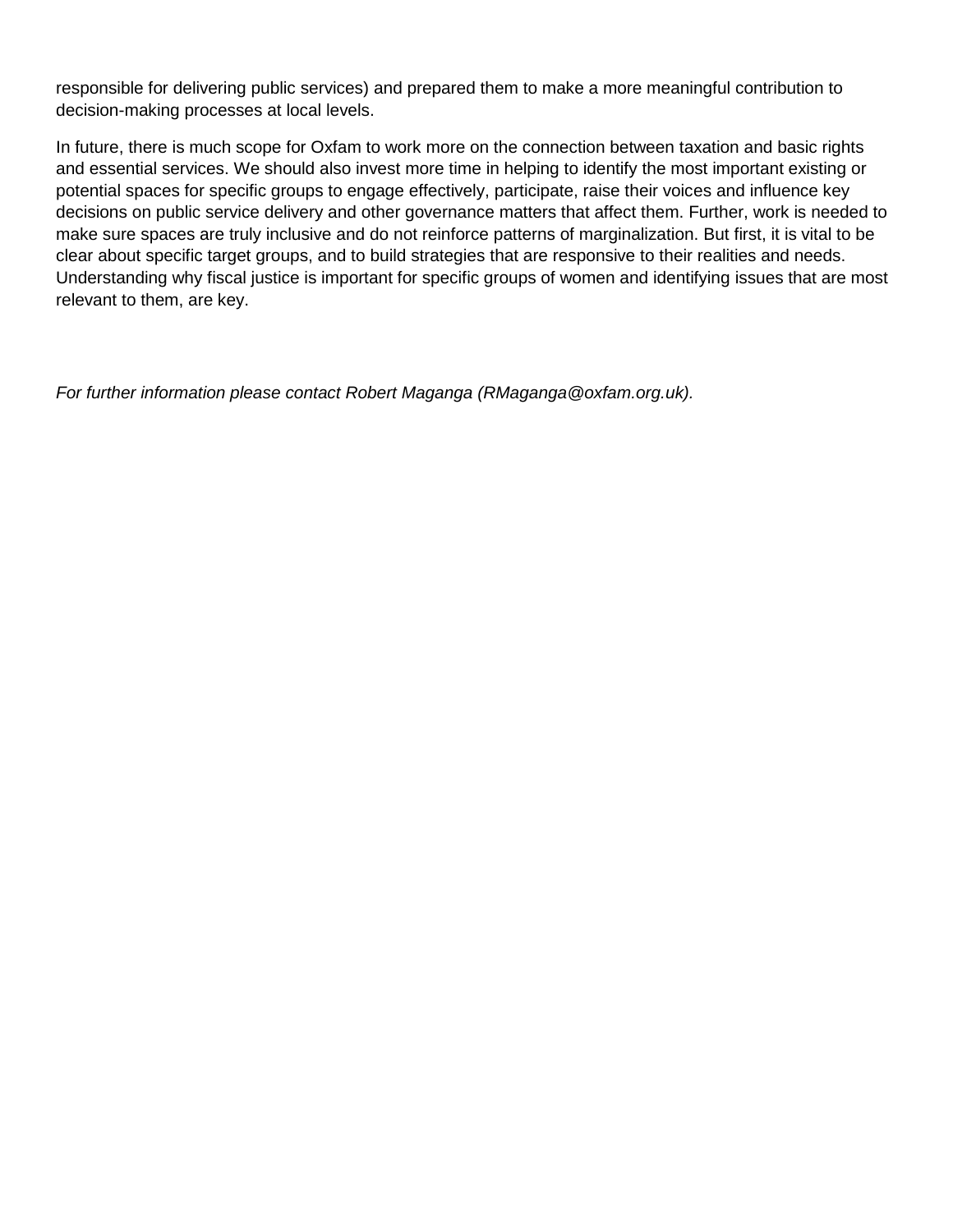responsible for delivering public services) and prepared them to make a more meaningful contribution to decision-making processes at local levels.

In future, there is much scope for Oxfam to work more on the connection between taxation and basic rights and essential services. We should also invest more time in helping to identify the most important existing or potential spaces for specific groups to engage effectively, participate, raise their voices and influence key decisions on public service delivery and other governance matters that affect them. Further, work is needed to make sure spaces are truly inclusive and do not reinforce patterns of marginalization. But first, it is vital to be clear about specific target groups, and to build strategies that are responsive to their realities and needs. Understanding why fiscal justice is important for specific groups of women and identifying issues that are most relevant to them, are key.

*For further information please contact Robert Maganga (RMaganga@oxfam.org.uk).*